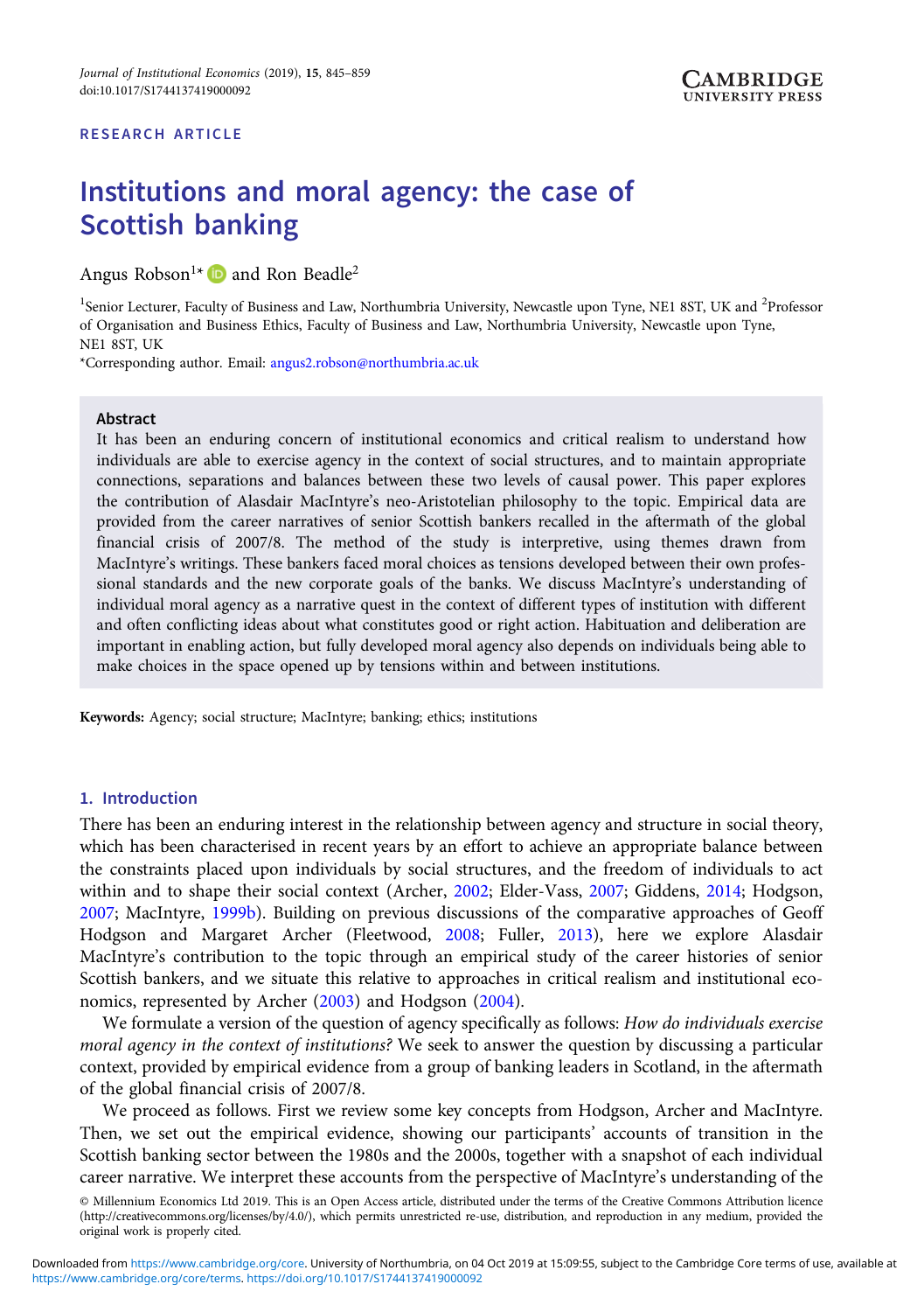RESEARCH ARTICLE

# Institutions and moral agency: the case of Scottish banking

Angus Robson[1]* and Ron Beadle[2]

[1]Senior Lecturer, Faculty of Business and Law, Northumbria University, Newcastle upon Tyne, NE1 8ST, UK and [2]Professor of Organisation and Business Ethics, Faculty of Business and Law, Northumbria University, Newcastle upon Tyne, NE1 8ST, UK

*Corresponding author. Email: angus2.robson@northumbria.ac.uk

## Abstract

It has been an enduring concern of institutional economics and critical realism to understand how individuals are able to exercise agency in the context of social structures, and to maintain appropriate connections, separations and balances between these two levels of causal power. This paper explores the contribution of Alasdair MacIntyre's neo-Aristotelian philosophy to the topic. Empirical data are provided from the career narratives of senior Scottish bankers recalled in the aftermath of the global financial crisis of 2007/8. The method of the study is interpretive, using themes drawn from MacIntyre's writings. These bankers faced moral choices as tensions developed between their own professional standards and the new corporate goals of the banks. We discuss MacIntyre's understanding of individual moral agency as a narrative quest in the context of different types of institution with different and often conflicting ideas about what constitutes good or right action. Habituation and deliberation are important in enabling action, but fully developed moral agency also depends on individuals being able to make choices in the space opened up by tensions within and between institutions.

**Keywords:** Agency; social structure; MacIntyre; banking; ethics; institutions

## 1. Introduction

There has been an enduring interest in the relationship between agency and structure in social theory, which has been characterised in recent years by an effort to achieve an appropriate balance between the constraints placed upon individuals by social structures, and the freedom of individuals to act within and to shape their social context (Archer, 2002; Elder-Vass, 2007; Giddens, 2014; Hodgson, 2007; MacIntyre, 1999b). Building on previous discussions of the comparative approaches of Geoff Hodgson and Margaret Archer (Fleetwood, 2008; Fuller, 2013), here we explore Alasdair MacIntyre's contribution to the topic through an empirical study of the career histories of senior Scottish bankers, and we situate this relative to approaches in critical realism and institutional economics, represented by Archer (2003) and Hodgson (2004).

We formulate a version of the question of agency specifically as follows: *How do individuals exercise moral agency in the context of institutions?* We seek to answer the question by discussing a particular context, provided by empirical evidence from a group of banking leaders in Scotland, in the aftermath of the global financial crisis of 2007/8.

We proceed as follows. First we review some key concepts from Hodgson, Archer and MacIntyre. Then, we set out the empirical evidence, showing our participants' accounts of transition in the Scottish banking sector between the 1980s and the 2000s, together with a snapshot of each individual career narrative. We interpret these accounts from the perspective of MacIntyre's understanding of the

© Millennium Economics Ltd 2019. This is an Open Access article, distributed under the terms of the Creative Commons Attribution licence (http://creativecommons.org/licenses/by/4.0/), which permits unrestricted re-use, distribution, and reproduction in any medium, provided the original work is properly cited.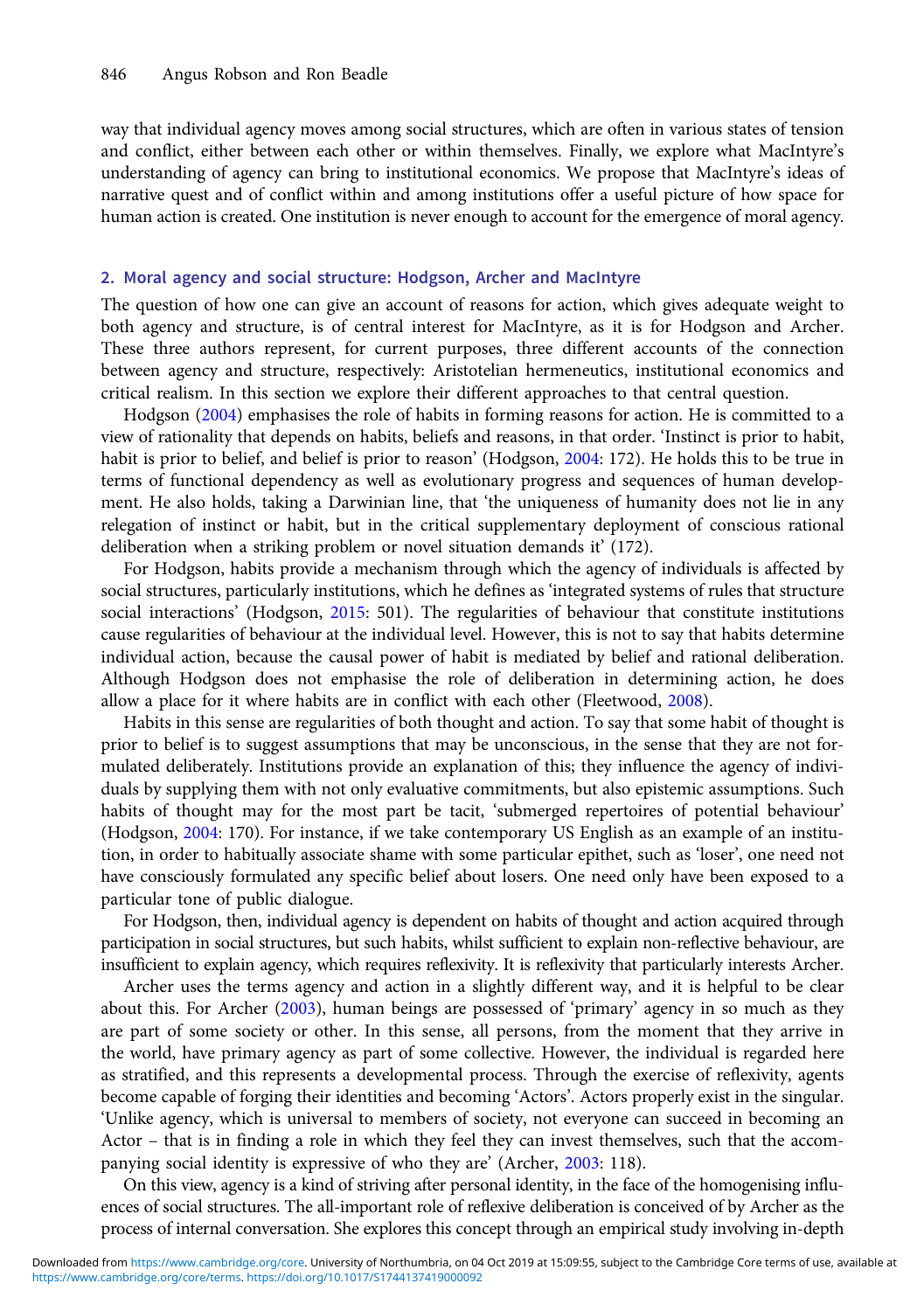way that individual agency moves among social structures, which are often in various states of tension and conflict, either between each other or within themselves. Finally, we explore what MacIntyre's understanding of agency can bring to institutional economics. We propose that MacIntyre's ideas of narrative quest and of conflict within and among institutions offer a useful picture of how space for human action is created. One institution is never enough to account for the emergence of moral agency.

## 2. Moral agency and social structure: Hodgson, Archer and MacIntyre

The question of how one can give an account of reasons for action, which gives adequate weight to both agency and structure, is of central interest for MacIntyre, as it is for Hodgson and Archer. These three authors represent, for current purposes, three different accounts of the connection between agency and structure, respectively: Aristotelian hermeneutics, institutional economics and critical realism. In this section we explore their different approaches to that central question.

Hodgson (2004) emphasises the role of habits in forming reasons for action. He is committed to a view of rationality that depends on habits, beliefs and reasons, in that order. 'Instinct is prior to habit, habit is prior to belief, and belief is prior to reason' (Hodgson, 2004: 172). He holds this to be true in terms of functional dependency as well as evolutionary progress and sequences of human development. He also holds, taking a Darwinian line, that 'the uniqueness of humanity does not lie in any relegation of instinct or habit, but in the critical supplementary deployment of conscious rational deliberation when a striking problem or novel situation demands it' (172).

For Hodgson, habits provide a mechanism through which the agency of individuals is affected by social structures, particularly institutions, which he defines as 'integrated systems of rules that structure social interactions' (Hodgson, 2015: 501). The regularities of behaviour that constitute institutions cause regularities of behaviour at the individual level. However, this is not to say that habits determine individual action, because the causal power of habit is mediated by belief and rational deliberation. Although Hodgson does not emphasise the role of deliberation in determining action, he does allow a place for it where habits are in conflict with each other (Fleetwood, 2008).

Habits in this sense are regularities of both thought and action. To say that some habit of thought is prior to belief is to suggest assumptions that may be unconscious, in the sense that they are not formulated deliberately. Institutions provide an explanation of this; they influence the agency of individuals by supplying them with not only evaluative commitments, but also epistemic assumptions. Such habits of thought may for the most part be tacit, 'submerged repertoires of potential behaviour' (Hodgson, 2004: 170). For instance, if we take contemporary US English as an example of an institution, in order to habitually associate shame with some particular epithet, such as 'loser', one need not have consciously formulated any specific belief about losers. One need only have been exposed to a particular tone of public dialogue.

For Hodgson, then, individual agency is dependent on habits of thought and action acquired through participation in social structures, but such habits, whilst sufficient to explain non-reflective behaviour, are insufficient to explain agency, which requires reflexivity. It is reflexivity that particularly interests Archer.

Archer uses the terms agency and action in a slightly different way, and it is helpful to be clear about this. For Archer (2003), human beings are possessed of 'primary' agency in so much as they are part of some society or other. In this sense, all persons, from the moment that they arrive in the world, have primary agency as part of some collective. However, the individual is regarded here as stratified, and this represents a developmental process. Through the exercise of reflexivity, agents become capable of forging their identities and becoming 'Actors'. Actors properly exist in the singular. 'Unlike agency, which is universal to members of society, not everyone can succeed in becoming an Actor – that is in finding a role in which they feel they can invest themselves, such that the accompanying social identity is expressive of who they are' (Archer, 2003: 118).

On this view, agency is a kind of striving after personal identity, in the face of the homogenising influences of social structures. The all-important role of reflexive deliberation is conceived of by Archer as the process of internal conversation. She explores this concept through an empirical study involving in-depth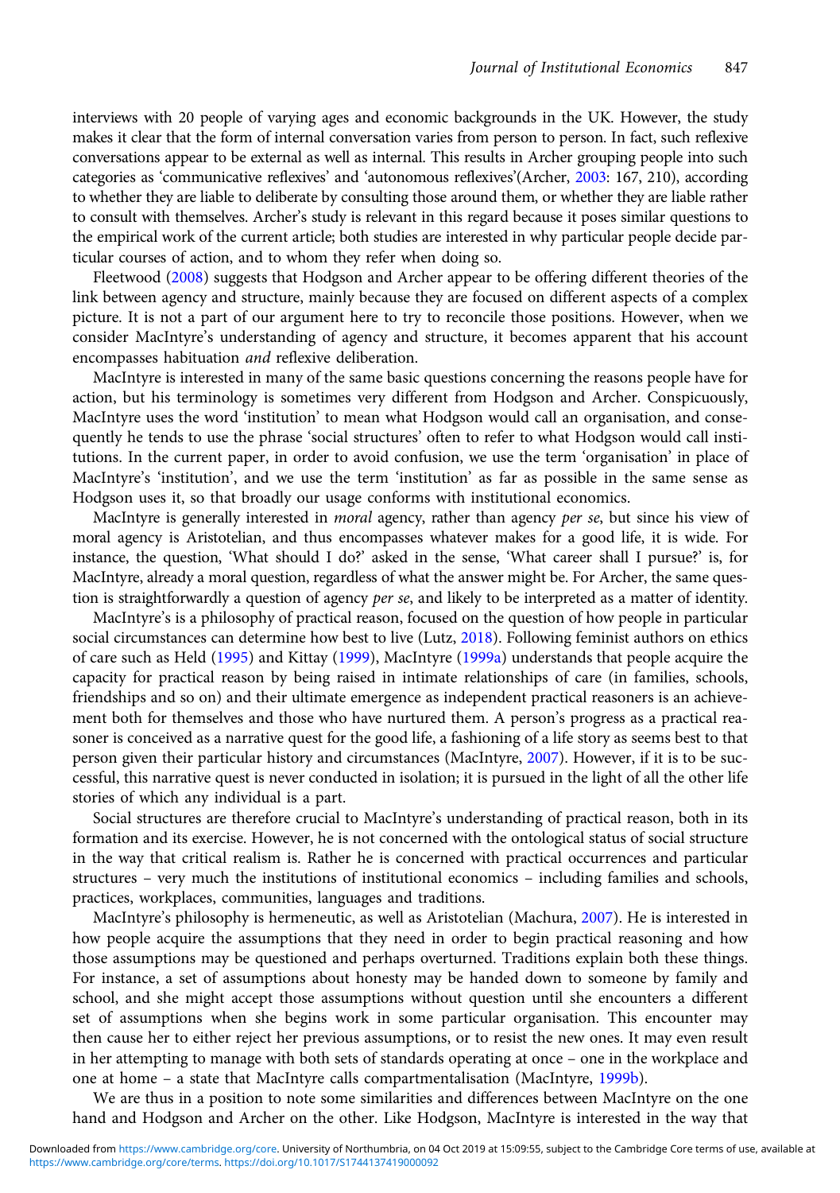interviews with 20 people of varying ages and economic backgrounds in the UK. However, the study makes it clear that the form of internal conversation varies from person to person. In fact, such reflexive conversations appear to be external as well as internal. This results in Archer grouping people into such categories as 'communicative reflexives' and 'autonomous reflexives'(Archer, 2003: 167, 210), according to whether they are liable to deliberate by consulting those around them, or whether they are liable rather to consult with themselves. Archer's study is relevant in this regard because it poses similar questions to the empirical work of the current article; both studies are interested in why particular people decide particular courses of action, and to whom they refer when doing so.

Fleetwood (2008) suggests that Hodgson and Archer appear to be offering different theories of the link between agency and structure, mainly because they are focused on different aspects of a complex picture. It is not a part of our argument here to try to reconcile those positions. However, when we consider MacIntyre's understanding of agency and structure, it becomes apparent that his account encompasses habituation *and* reflexive deliberation.

MacIntyre is interested in many of the same basic questions concerning the reasons people have for action, but his terminology is sometimes very different from Hodgson and Archer. Conspicuously, MacIntyre uses the word 'institution' to mean what Hodgson would call an organisation, and consequently he tends to use the phrase 'social structures' often to refer to what Hodgson would call institutions. In the current paper, in order to avoid confusion, we use the term 'organisation' in place of MacIntyre's 'institution', and we use the term 'institution' as far as possible in the same sense as Hodgson uses it, so that broadly our usage conforms with institutional economics.

MacIntyre is generally interested in *moral* agency, rather than agency *per se*, but since his view of moral agency is Aristotelian, and thus encompasses whatever makes for a good life, it is wide. For instance, the question, 'What should I do?' asked in the sense, 'What career shall I pursue?' is, for MacIntyre, already a moral question, regardless of what the answer might be. For Archer, the same question is straightforwardly a question of agency *per se*, and likely to be interpreted as a matter of identity.

MacIntyre's is a philosophy of practical reason, focused on the question of how people in particular social circumstances can determine how best to live (Lutz, 2018). Following feminist authors on ethics of care such as Held (1995) and Kittay (1999), MacIntyre (1999a) understands that people acquire the capacity for practical reason by being raised in intimate relationships of care (in families, schools, friendships and so on) and their ultimate emergence as independent practical reasoners is an achievement both for themselves and those who have nurtured them. A person's progress as a practical reasoner is conceived as a narrative quest for the good life, a fashioning of a life story as seems best to that person given their particular history and circumstances (MacIntyre, 2007). However, if it is to be successful, this narrative quest is never conducted in isolation; it is pursued in the light of all the other life stories of which any individual is a part.

Social structures are therefore crucial to MacIntyre's understanding of practical reason, both in its formation and its exercise. However, he is not concerned with the ontological status of social structure in the way that critical realism is. Rather he is concerned with practical occurrences and particular structures – very much the institutions of institutional economics – including families and schools, practices, workplaces, communities, languages and traditions.

MacIntyre's philosophy is hermeneutic, as well as Aristotelian (Machura, 2007). He is interested in how people acquire the assumptions that they need in order to begin practical reasoning and how those assumptions may be questioned and perhaps overturned. Traditions explain both these things. For instance, a set of assumptions about honesty may be handed down to someone by family and school, and she might accept those assumptions without question until she encounters a different set of assumptions when she begins work in some particular organisation. This encounter may then cause her to either reject her previous assumptions, or to resist the new ones. It may even result in her attempting to manage with both sets of standards operating at once – one in the workplace and one at home – a state that MacIntyre calls compartmentalisation (MacIntyre, 1999b).

We are thus in a position to note some similarities and differences between MacIntyre on the one hand and Hodgson and Archer on the other. Like Hodgson, MacIntyre is interested in the way that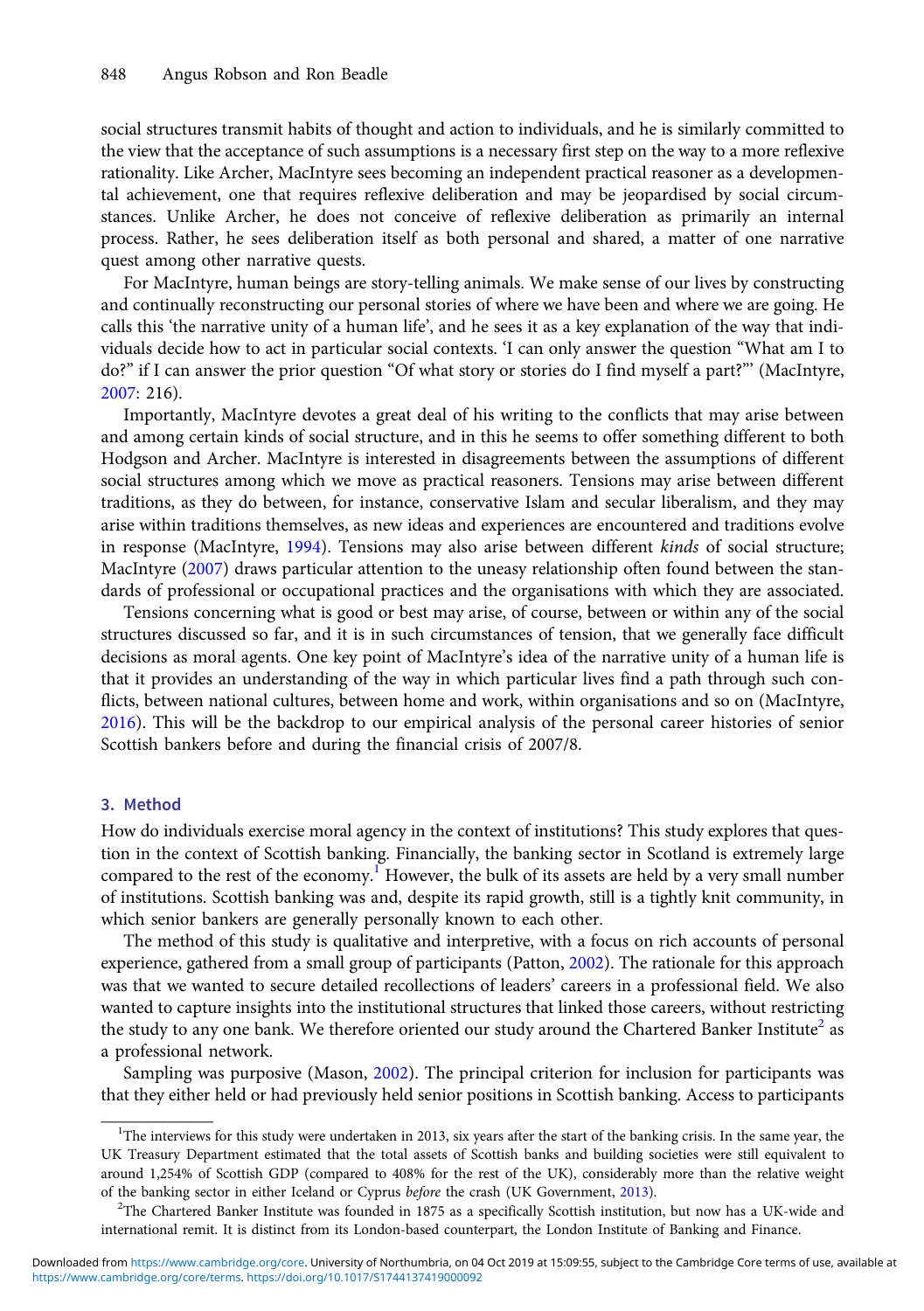social structures transmit habits of thought and action to individuals, and he is similarly committed to the view that the acceptance of such assumptions is a necessary first step on the way to a more reflexive rationality. Like Archer, MacIntyre sees becoming an independent practical reasoner as a developmental achievement, one that requires reflexive deliberation and may be jeopardised by social circumstances. Unlike Archer, he does not conceive of reflexive deliberation as primarily an internal process. Rather, he sees deliberation itself as both personal and shared, a matter of one narrative quest among other narrative quests.

For MacIntyre, human beings are story-telling animals. We make sense of our lives by constructing and continually reconstructing our personal stories of where we have been and where we are going. He calls this 'the narrative unity of a human life', and he sees it as a key explanation of the way that individuals decide how to act in particular social contexts. 'I can only answer the question "What am I to do?" if I can answer the prior question "Of what story or stories do I find myself a part?"' (MacIntyre, 2007: 216).

Importantly, MacIntyre devotes a great deal of his writing to the conflicts that may arise between and among certain kinds of social structure, and in this he seems to offer something different to both Hodgson and Archer. MacIntyre is interested in disagreements between the assumptions of different social structures among which we move as practical reasoners. Tensions may arise between different traditions, as they do between, for instance, conservative Islam and secular liberalism, and they may arise within traditions themselves, as new ideas and experiences are encountered and traditions evolve in response (MacIntyre, 1994). Tensions may also arise between different *kinds* of social structure; MacIntyre (2007) draws particular attention to the uneasy relationship often found between the standards of professional or occupational practices and the organisations with which they are associated.

Tensions concerning what is good or best may arise, of course, between or within any of the social structures discussed so far, and it is in such circumstances of tension, that we generally face difficult decisions as moral agents. One key point of MacIntyre's idea of the narrative unity of a human life is that it provides an understanding of the way in which particular lives find a path through such conflicts, between national cultures, between home and work, within organisations and so on (MacIntyre, 2016). This will be the backdrop to our empirical analysis of the personal career histories of senior Scottish bankers before and during the financial crisis of 2007/8.

## 3. Method

How do individuals exercise moral agency in the context of institutions? This study explores that question in the context of Scottish banking. Financially, the banking sector in Scotland is extremely large compared to the rest of the economy.[1] However, the bulk of its assets are held by a very small number of institutions. Scottish banking was and, despite its rapid growth, still is a tightly knit community, in which senior bankers are generally personally known to each other.

The method of this study is qualitative and interpretive, with a focus on rich accounts of personal experience, gathered from a small group of participants (Patton, 2002). The rationale for this approach was that we wanted to secure detailed recollections of leaders' careers in a professional field. We also wanted to capture insights into the institutional structures that linked those careers, without restricting the study to any one bank. We therefore oriented our study around the Chartered Banker Institute[2] as a professional network.

Sampling was purposive (Mason, 2002). The principal criterion for inclusion for participants was that they either held or had previously held senior positions in Scottish banking. Access to participants

[1] The interviews for this study were undertaken in 2013, six years after the start of the banking crisis. In the same year, the UK Treasury Department estimated that the total assets of Scottish banks and building societies were still equivalent to around 1,254% of Scottish GDP (compared to 408% for the rest of the UK), considerably more than the relative weight of the banking sector in either Iceland or Cyprus *before* the crash (UK Government, 2013).

[2] The Chartered Banker Institute was founded in 1875 as a specifically Scottish institution, but now has a UK-wide and international remit. It is distinct from its London-based counterpart, the London Institute of Banking and Finance.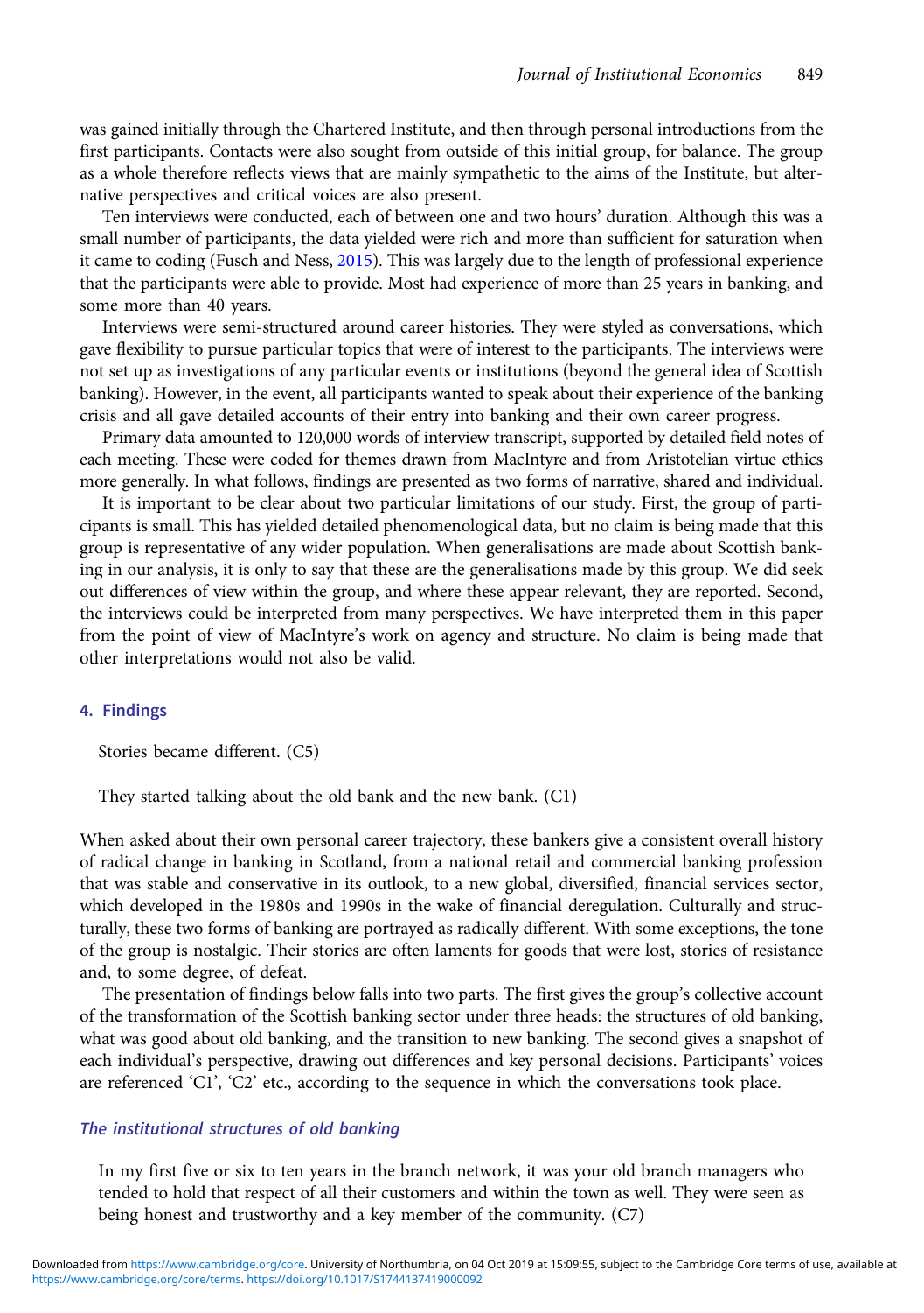was gained initially through the Chartered Institute, and then through personal introductions from the first participants. Contacts were also sought from outside of this initial group, for balance. The group as a whole therefore reflects views that are mainly sympathetic to the aims of the Institute, but alternative perspectives and critical voices are also present.

Ten interviews were conducted, each of between one and two hours' duration. Although this was a small number of participants, the data yielded were rich and more than sufficient for saturation when it came to coding (Fusch and Ness, 2015). This was largely due to the length of professional experience that the participants were able to provide. Most had experience of more than 25 years in banking, and some more than 40 years.

Interviews were semi-structured around career histories. They were styled as conversations, which gave flexibility to pursue particular topics that were of interest to the participants. The interviews were not set up as investigations of any particular events or institutions (beyond the general idea of Scottish banking). However, in the event, all participants wanted to speak about their experience of the banking crisis and all gave detailed accounts of their entry into banking and their own career progress.

Primary data amounted to 120,000 words of interview transcript, supported by detailed field notes of each meeting. These were coded for themes drawn from MacIntyre and from Aristotelian virtue ethics more generally. In what follows, findings are presented as two forms of narrative, shared and individual.

It is important to be clear about two particular limitations of our study. First, the group of participants is small. This has yielded detailed phenomenological data, but no claim is being made that this group is representative of any wider population. When generalisations are made about Scottish banking in our analysis, it is only to say that these are the generalisations made by this group. We did seek out differences of view within the group, and where these appear relevant, they are reported. Second, the interviews could be interpreted from many perspectives. We have interpreted them in this paper from the point of view of MacIntyre's work on agency and structure. No claim is being made that other interpretations would not also be valid.

## 4. Findings

> Stories became different. (C5)

> They started talking about the old bank and the new bank. (C1)

When asked about their own personal career trajectory, these bankers give a consistent overall history of radical change in banking in Scotland, from a national retail and commercial banking profession that was stable and conservative in its outlook, to a new global, diversified, financial services sector, which developed in the 1980s and 1990s in the wake of financial deregulation. Culturally and structurally, these two forms of banking are portrayed as radically different. With some exceptions, the tone of the group is nostalgic. Their stories are often laments for goods that were lost, stories of resistance and, to some degree, of defeat.

The presentation of findings below falls into two parts. The first gives the group's collective account of the transformation of the Scottish banking sector under three heads: the structures of old banking, what was good about old banking, and the transition to new banking. The second gives a snapshot of each individual's perspective, drawing out differences and key personal decisions. Participants' voices are referenced 'C1', 'C2' etc., according to the sequence in which the conversations took place.

### *The institutional structures of old banking*

> In my first five or six to ten years in the branch network, it was your old branch managers who tended to hold that respect of all their customers and within the town as well. They were seen as being honest and trustworthy and a key member of the community. (C7)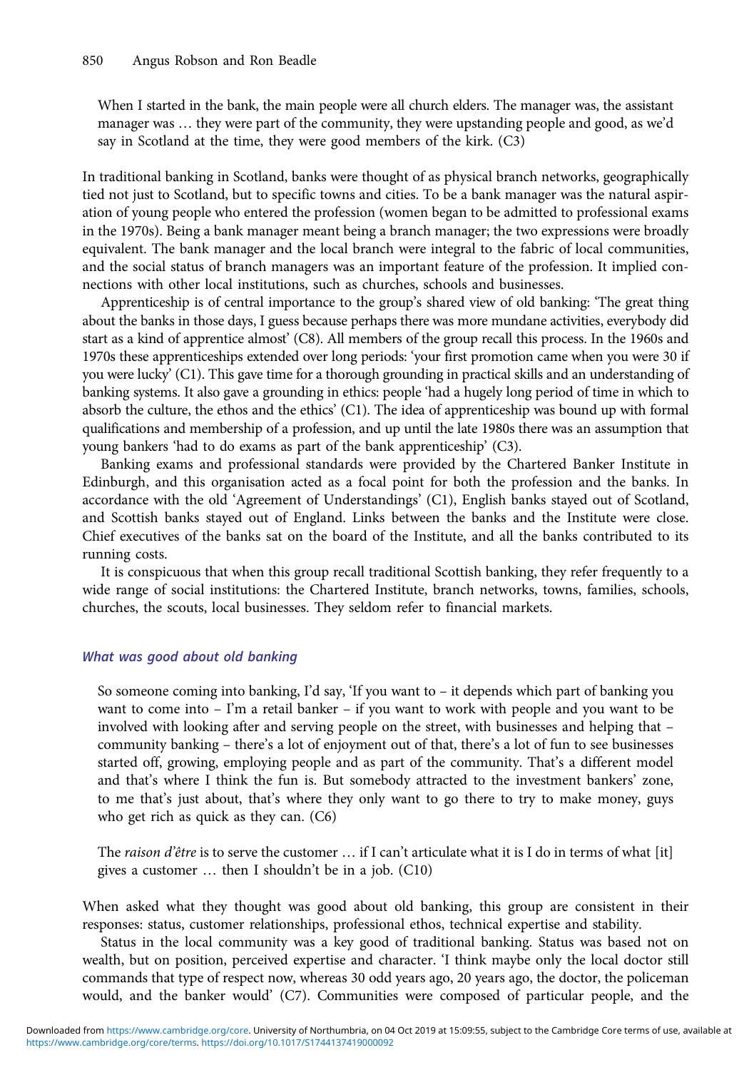> When I started in the bank, the main people were all church elders. The manager was, the assistant manager was … they were part of the community, they were upstanding people and good, as we'd say in Scotland at the time, they were good members of the kirk. (C3)

In traditional banking in Scotland, banks were thought of as physical branch networks, geographically tied not just to Scotland, but to specific towns and cities. To be a bank manager was the natural aspiration of young people who entered the profession (women began to be admitted to professional exams in the 1970s). Being a bank manager meant being a branch manager; the two expressions were broadly equivalent. The bank manager and the local branch were integral to the fabric of local communities, and the social status of branch managers was an important feature of the profession. It implied connections with other local institutions, such as churches, schools and businesses.

Apprenticeship is of central importance to the group's shared view of old banking: 'The great thing about the banks in those days, I guess because perhaps there was more mundane activities, everybody did start as a kind of apprentice almost' (C8). All members of the group recall this process. In the 1960s and 1970s these apprenticeships extended over long periods: 'your first promotion came when you were 30 if you were lucky' (C1). This gave time for a thorough grounding in practical skills and an understanding of banking systems. It also gave a grounding in ethics: people 'had a hugely long period of time in which to absorb the culture, the ethos and the ethics' (C1). The idea of apprenticeship was bound up with formal qualifications and membership of a profession, and up until the late 1980s there was an assumption that young bankers 'had to do exams as part of the bank apprenticeship' (C3).

Banking exams and professional standards were provided by the Chartered Banker Institute in Edinburgh, and this organisation acted as a focal point for both the profession and the banks. In accordance with the old 'Agreement of Understandings' (C1), English banks stayed out of Scotland, and Scottish banks stayed out of England. Links between the banks and the Institute were close. Chief executives of the banks sat on the board of the Institute, and all the banks contributed to its running costs.

It is conspicuous that when this group recall traditional Scottish banking, they refer frequently to a wide range of social institutions: the Chartered Institute, branch networks, towns, families, schools, churches, the scouts, local businesses. They seldom refer to financial markets.

### *What was good about old banking*

> So someone coming into banking, I'd say, 'If you want to – it depends which part of banking you want to come into – I'm a retail banker – if you want to work with people and you want to be involved with looking after and serving people on the street, with businesses and helping that – community banking – there's a lot of enjoyment out of that, there's a lot of fun to see businesses started off, growing, employing people and as part of the community. That's a different model and that's where I think the fun is. But somebody attracted to the investment bankers' zone, to me that's just about, that's where they only want to go there to try to make money, guys who get rich as quick as they can. (C6)

> The *raison d'être* is to serve the customer … if I can't articulate what it is I do in terms of what [it] gives a customer … then I shouldn't be in a job. (C10)

When asked what they thought was good about old banking, this group are consistent in their responses: status, customer relationships, professional ethos, technical expertise and stability.

Status in the local community was a key good of traditional banking. Status was based not on wealth, but on position, perceived expertise and character. 'I think maybe only the local doctor still commands that type of respect now, whereas 30 odd years ago, 20 years ago, the doctor, the policeman would, and the banker would' (C7). Communities were composed of particular people, and the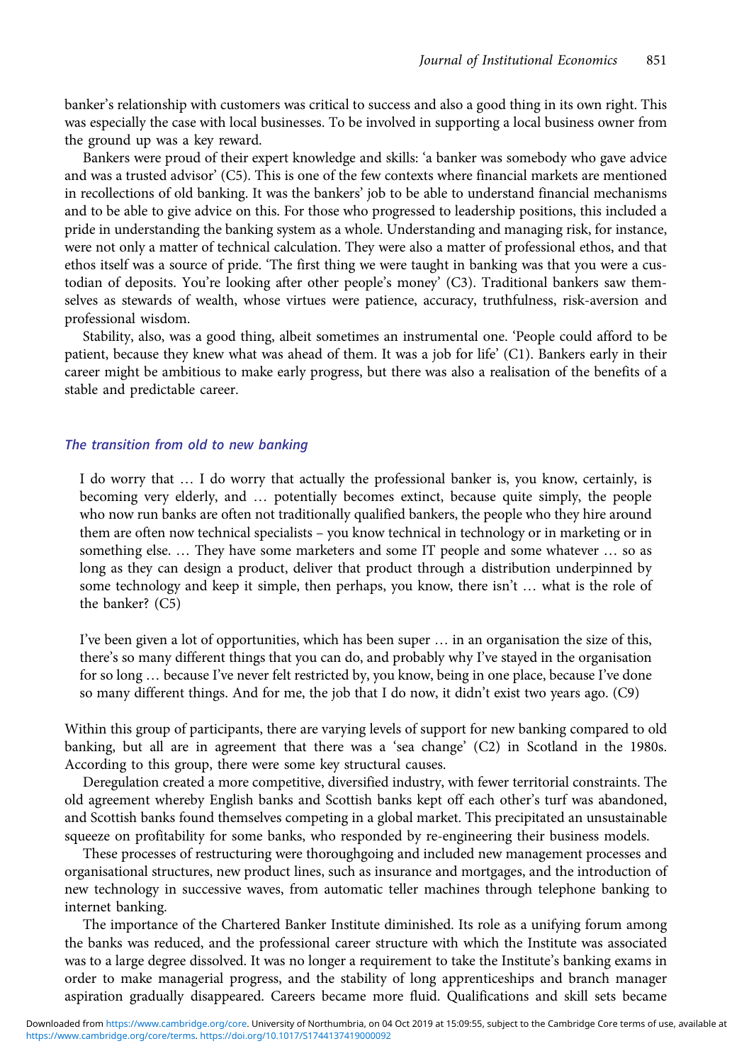banker's relationship with customers was critical to success and also a good thing in its own right. This was especially the case with local businesses. To be involved in supporting a local business owner from the ground up was a key reward.

Bankers were proud of their expert knowledge and skills: 'a banker was somebody who gave advice and was a trusted advisor' (C5). This is one of the few contexts where financial markets are mentioned in recollections of old banking. It was the bankers' job to be able to understand financial mechanisms and to be able to give advice on this. For those who progressed to leadership positions, this included a pride in understanding the banking system as a whole. Understanding and managing risk, for instance, were not only a matter of technical calculation. They were also a matter of professional ethos, and that ethos itself was a source of pride. 'The first thing we were taught in banking was that you were a custodian of deposits. You're looking after other people's money' (C3). Traditional bankers saw themselves as stewards of wealth, whose virtues were patience, accuracy, truthfulness, risk-aversion and professional wisdom.

Stability, also, was a good thing, albeit sometimes an instrumental one. 'People could afford to be patient, because they knew what was ahead of them. It was a job for life' (C1). Bankers early in their career might be ambitious to make early progress, but there was also a realisation of the benefits of a stable and predictable career.

### *The transition from old to new banking*

> I do worry that … I do worry that actually the professional banker is, you know, certainly, is becoming very elderly, and … potentially becomes extinct, because quite simply, the people who now run banks are often not traditionally qualified bankers, the people who they hire around them are often now technical specialists – you know technical in technology or in marketing or in something else. … They have some marketers and some IT people and some whatever … so as long as they can design a product, deliver that product through a distribution underpinned by some technology and keep it simple, then perhaps, you know, there isn't … what is the role of the banker? (C5)

> I've been given a lot of opportunities, which has been super … in an organisation the size of this, there's so many different things that you can do, and probably why I've stayed in the organisation for so long … because I've never felt restricted by, you know, being in one place, because I've done so many different things. And for me, the job that I do now, it didn't exist two years ago. (C9)

Within this group of participants, there are varying levels of support for new banking compared to old banking, but all are in agreement that there was a 'sea change' (C2) in Scotland in the 1980s. According to this group, there were some key structural causes.

Deregulation created a more competitive, diversified industry, with fewer territorial constraints. The old agreement whereby English banks and Scottish banks kept off each other's turf was abandoned, and Scottish banks found themselves competing in a global market. This precipitated an unsustainable squeeze on profitability for some banks, who responded by re-engineering their business models.

These processes of restructuring were thoroughgoing and included new management processes and organisational structures, new product lines, such as insurance and mortgages, and the introduction of new technology in successive waves, from automatic teller machines through telephone banking to internet banking.

The importance of the Chartered Banker Institute diminished. Its role as a unifying forum among the banks was reduced, and the professional career structure with which the Institute was associated was to a large degree dissolved. It was no longer a requirement to take the Institute's banking exams in order to make managerial progress, and the stability of long apprenticeships and branch manager aspiration gradually disappeared. Careers became more fluid. Qualifications and skill sets became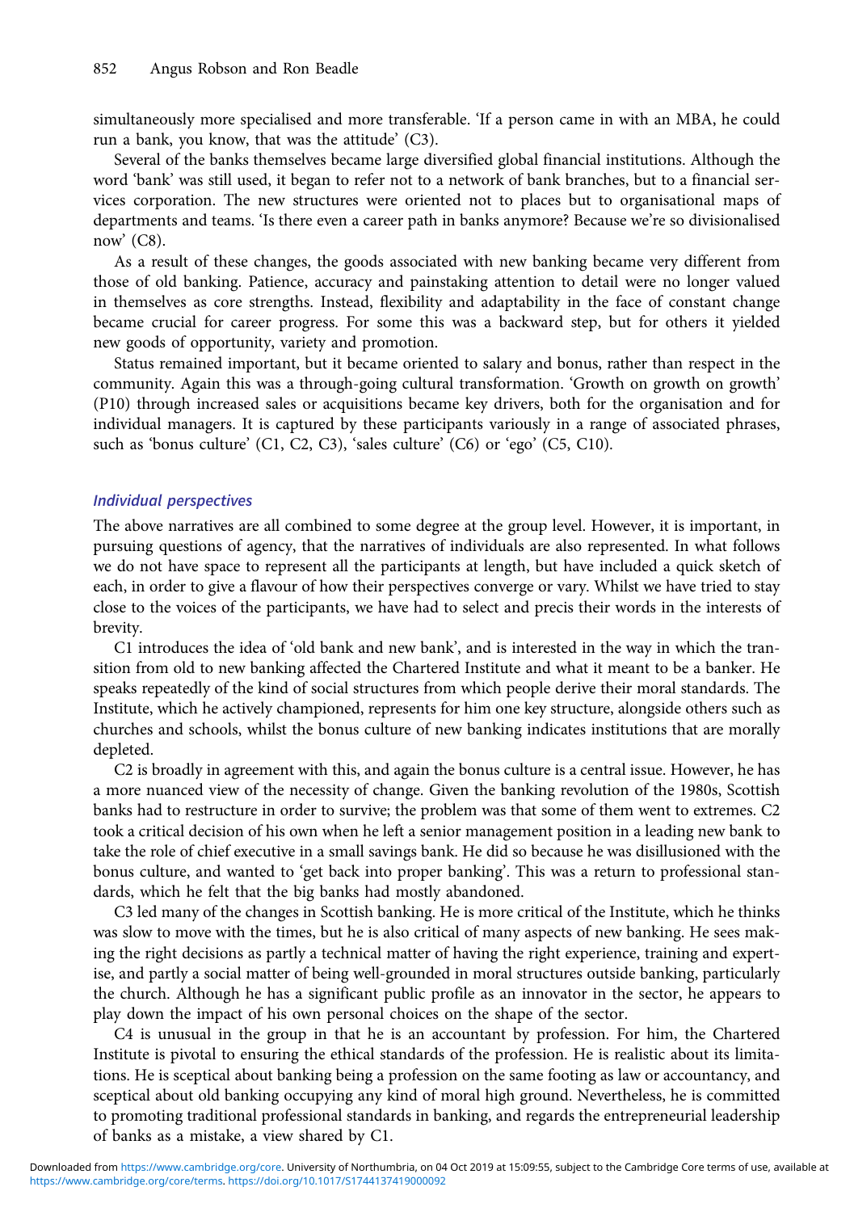simultaneously more specialised and more transferable. 'If a person came in with an MBA, he could run a bank, you know, that was the attitude' (C3).

Several of the banks themselves became large diversified global financial institutions. Although the word 'bank' was still used, it began to refer not to a network of bank branches, but to a financial services corporation. The new structures were oriented not to places but to organisational maps of departments and teams. 'Is there even a career path in banks anymore? Because we're so divisionalised now' (C8).

As a result of these changes, the goods associated with new banking became very different from those of old banking. Patience, accuracy and painstaking attention to detail were no longer valued in themselves as core strengths. Instead, flexibility and adaptability in the face of constant change became crucial for career progress. For some this was a backward step, but for others it yielded new goods of opportunity, variety and promotion.

Status remained important, but it became oriented to salary and bonus, rather than respect in the community. Again this was a through-going cultural transformation. 'Growth on growth on growth' (P10) through increased sales or acquisitions became key drivers, both for the organisation and for individual managers. It is captured by these participants variously in a range of associated phrases, such as 'bonus culture' (C1, C2, C3), 'sales culture' (C6) or 'ego' (C5, C10).

### *Individual perspectives*

The above narratives are all combined to some degree at the group level. However, it is important, in pursuing questions of agency, that the narratives of individuals are also represented. In what follows we do not have space to represent all the participants at length, but have included a quick sketch of each, in order to give a flavour of how their perspectives converge or vary. Whilst we have tried to stay close to the voices of the participants, we have had to select and precis their words in the interests of brevity.

C1 introduces the idea of 'old bank and new bank', and is interested in the way in which the transition from old to new banking affected the Chartered Institute and what it meant to be a banker. He speaks repeatedly of the kind of social structures from which people derive their moral standards. The Institute, which he actively championed, represents for him one key structure, alongside others such as churches and schools, whilst the bonus culture of new banking indicates institutions that are morally depleted.

C2 is broadly in agreement with this, and again the bonus culture is a central issue. However, he has a more nuanced view of the necessity of change. Given the banking revolution of the 1980s, Scottish banks had to restructure in order to survive; the problem was that some of them went to extremes. C2 took a critical decision of his own when he left a senior management position in a leading new bank to take the role of chief executive in a small savings bank. He did so because he was disillusioned with the bonus culture, and wanted to 'get back into proper banking'. This was a return to professional standards, which he felt that the big banks had mostly abandoned.

C3 led many of the changes in Scottish banking. He is more critical of the Institute, which he thinks was slow to move with the times, but he is also critical of many aspects of new banking. He sees making the right decisions as partly a technical matter of having the right experience, training and expertise, and partly a social matter of being well-grounded in moral structures outside banking, particularly the church. Although he has a significant public profile as an innovator in the sector, he appears to play down the impact of his own personal choices on the shape of the sector.

C4 is unusual in the group in that he is an accountant by profession. For him, the Chartered Institute is pivotal to ensuring the ethical standards of the profession. He is realistic about its limitations. He is sceptical about banking being a profession on the same footing as law or accountancy, and sceptical about old banking occupying any kind of moral high ground. Nevertheless, he is committed to promoting traditional professional standards in banking, and regards the entrepreneurial leadership of banks as a mistake, a view shared by C1.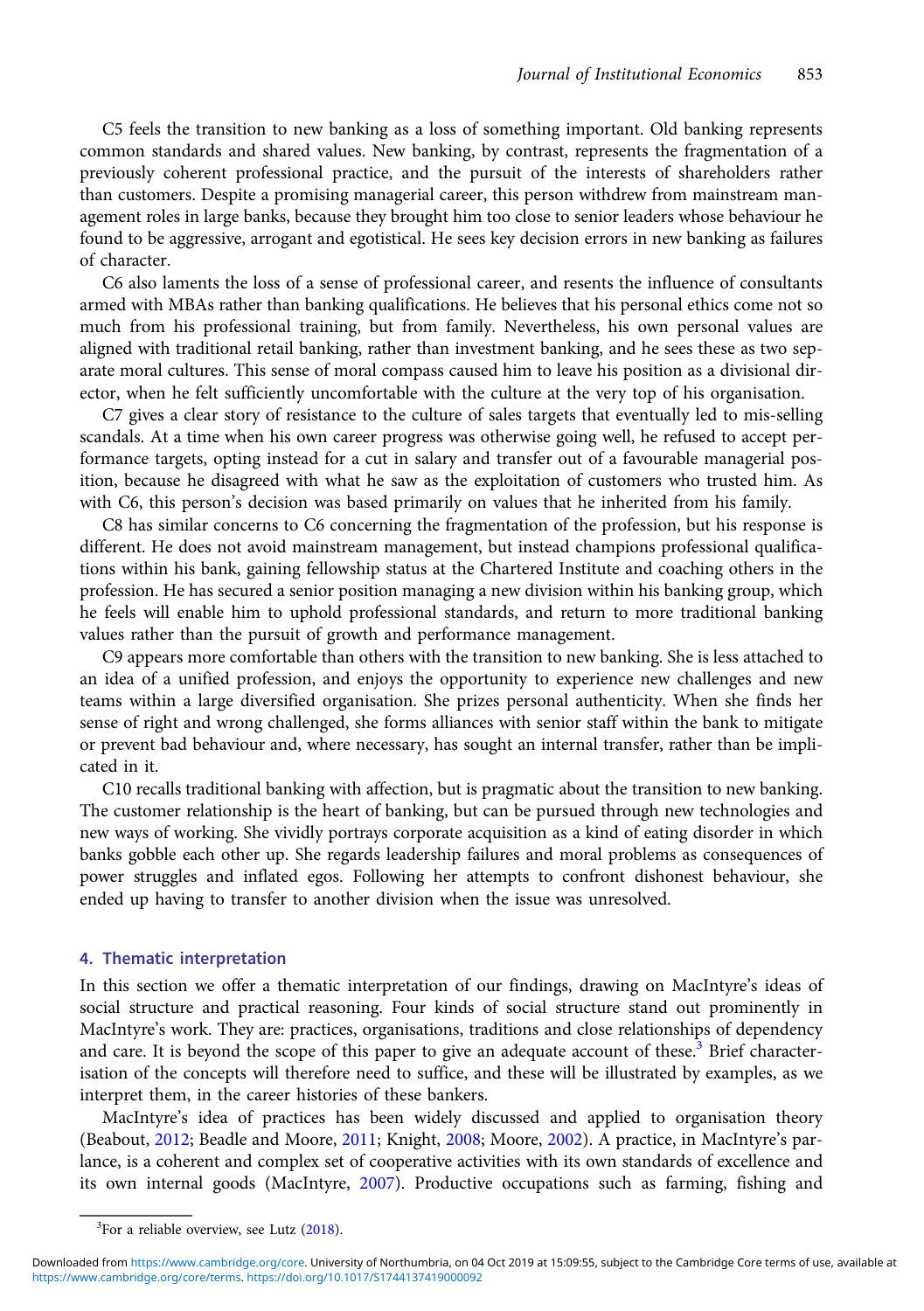C5 feels the transition to new banking as a loss of something important. Old banking represents common standards and shared values. New banking, by contrast, represents the fragmentation of a previously coherent professional practice, and the pursuit of the interests of shareholders rather than customers. Despite a promising managerial career, this person withdrew from mainstream management roles in large banks, because they brought him too close to senior leaders whose behaviour he found to be aggressive, arrogant and egotistical. He sees key decision errors in new banking as failures of character.

C6 also laments the loss of a sense of professional career, and resents the influence of consultants armed with MBAs rather than banking qualifications. He believes that his personal ethics come not so much from his professional training, but from family. Nevertheless, his own personal values are aligned with traditional retail banking, rather than investment banking, and he sees these as two separate moral cultures. This sense of moral compass caused him to leave his position as a divisional director, when he felt sufficiently uncomfortable with the culture at the very top of his organisation.

C7 gives a clear story of resistance to the culture of sales targets that eventually led to mis-selling scandals. At a time when his own career progress was otherwise going well, he refused to accept performance targets, opting instead for a cut in salary and transfer out of a favourable managerial position, because he disagreed with what he saw as the exploitation of customers who trusted him. As with C6, this person's decision was based primarily on values that he inherited from his family.

C8 has similar concerns to C6 concerning the fragmentation of the profession, but his response is different. He does not avoid mainstream management, but instead champions professional qualifications within his bank, gaining fellowship status at the Chartered Institute and coaching others in the profession. He has secured a senior position managing a new division within his banking group, which he feels will enable him to uphold professional standards, and return to more traditional banking values rather than the pursuit of growth and performance management.

C9 appears more comfortable than others with the transition to new banking. She is less attached to an idea of a unified profession, and enjoys the opportunity to experience new challenges and new teams within a large diversified organisation. She prizes personal authenticity. When she finds her sense of right and wrong challenged, she forms alliances with senior staff within the bank to mitigate or prevent bad behaviour and, where necessary, has sought an internal transfer, rather than be implicated in it.

C10 recalls traditional banking with affection, but is pragmatic about the transition to new banking. The customer relationship is the heart of banking, but can be pursued through new technologies and new ways of working. She vividly portrays corporate acquisition as a kind of eating disorder in which banks gobble each other up. She regards leadership failures and moral problems as consequences of power struggles and inflated egos. Following her attempts to confront dishonest behaviour, she ended up having to transfer to another division when the issue was unresolved.

## 4. Thematic interpretation

In this section we offer a thematic interpretation of our findings, drawing on MacIntyre's ideas of social structure and practical reasoning. Four kinds of social structure stand out prominently in MacIntyre's work. They are: practices, organisations, traditions and close relationships of dependency and care. It is beyond the scope of this paper to give an adequate account of these.[3] Brief characterisation of the concepts will therefore need to suffice, and these will be illustrated by examples, as we interpret them, in the career histories of these bankers.

MacIntyre's idea of practices has been widely discussed and applied to organisation theory (Beabout, 2012; Beadle and Moore, 2011; Knight, 2008; Moore, 2002). A practice, in MacIntyre's parlance, is a coherent and complex set of cooperative activities with its own standards of excellence and its own internal goods (MacIntyre, 2007). Productive occupations such as farming, fishing and

[3] For a reliable overview, see Lutz (2018).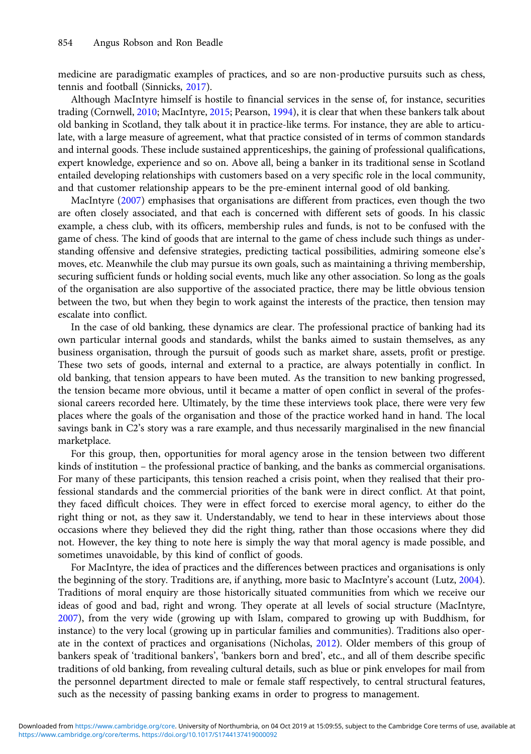medicine are paradigmatic examples of practices, and so are non-productive pursuits such as chess, tennis and football (Sinnicks, 2017).

Although MacIntyre himself is hostile to financial services in the sense of, for instance, securities trading (Cornwell, 2010; MacIntyre, 2015; Pearson, 1994), it is clear that when these bankers talk about old banking in Scotland, they talk about it in practice-like terms. For instance, they are able to articulate, with a large measure of agreement, what that practice consisted of in terms of common standards and internal goods. These include sustained apprenticeships, the gaining of professional qualifications, expert knowledge, experience and so on. Above all, being a banker in its traditional sense in Scotland entailed developing relationships with customers based on a very specific role in the local community, and that customer relationship appears to be the pre-eminent internal good of old banking.

MacIntyre (2007) emphasises that organisations are different from practices, even though the two are often closely associated, and that each is concerned with different sets of goods. In his classic example, a chess club, with its officers, membership rules and funds, is not to be confused with the game of chess. The kind of goods that are internal to the game of chess include such things as understanding offensive and defensive strategies, predicting tactical possibilities, admiring someone else's moves, etc. Meanwhile the club may pursue its own goals, such as maintaining a thriving membership, securing sufficient funds or holding social events, much like any other association. So long as the goals of the organisation are also supportive of the associated practice, there may be little obvious tension between the two, but when they begin to work against the interests of the practice, then tension may escalate into conflict.

In the case of old banking, these dynamics are clear. The professional practice of banking had its own particular internal goods and standards, whilst the banks aimed to sustain themselves, as any business organisation, through the pursuit of goods such as market share, assets, profit or prestige. These two sets of goods, internal and external to a practice, are always potentially in conflict. In old banking, that tension appears to have been muted. As the transition to new banking progressed, the tension became more obvious, until it became a matter of open conflict in several of the professional careers recorded here. Ultimately, by the time these interviews took place, there were very few places where the goals of the organisation and those of the practice worked hand in hand. The local savings bank in C2's story was a rare example, and thus necessarily marginalised in the new financial marketplace.

For this group, then, opportunities for moral agency arose in the tension between two different kinds of institution – the professional practice of banking, and the banks as commercial organisations. For many of these participants, this tension reached a crisis point, when they realised that their professional standards and the commercial priorities of the bank were in direct conflict. At that point, they faced difficult choices. They were in effect forced to exercise moral agency, to either do the right thing or not, as they saw it. Understandably, we tend to hear in these interviews about those occasions where they believed they did the right thing, rather than those occasions where they did not. However, the key thing to note here is simply the way that moral agency is made possible, and sometimes unavoidable, by this kind of conflict of goods.

For MacIntyre, the idea of practices and the differences between practices and organisations is only the beginning of the story. Traditions are, if anything, more basic to MacIntyre's account (Lutz, 2004). Traditions of moral enquiry are those historically situated communities from which we receive our ideas of good and bad, right and wrong. They operate at all levels of social structure (MacIntyre, 2007), from the very wide (growing up with Islam, compared to growing up with Buddhism, for instance) to the very local (growing up in particular families and communities). Traditions also operate in the context of practices and organisations (Nicholas, 2012). Older members of this group of bankers speak of 'traditional bankers', 'bankers born and bred', etc., and all of them describe specific traditions of old banking, from revealing cultural details, such as blue or pink envelopes for mail from the personnel department directed to male or female staff respectively, to central structural features, such as the necessity of passing banking exams in order to progress to management.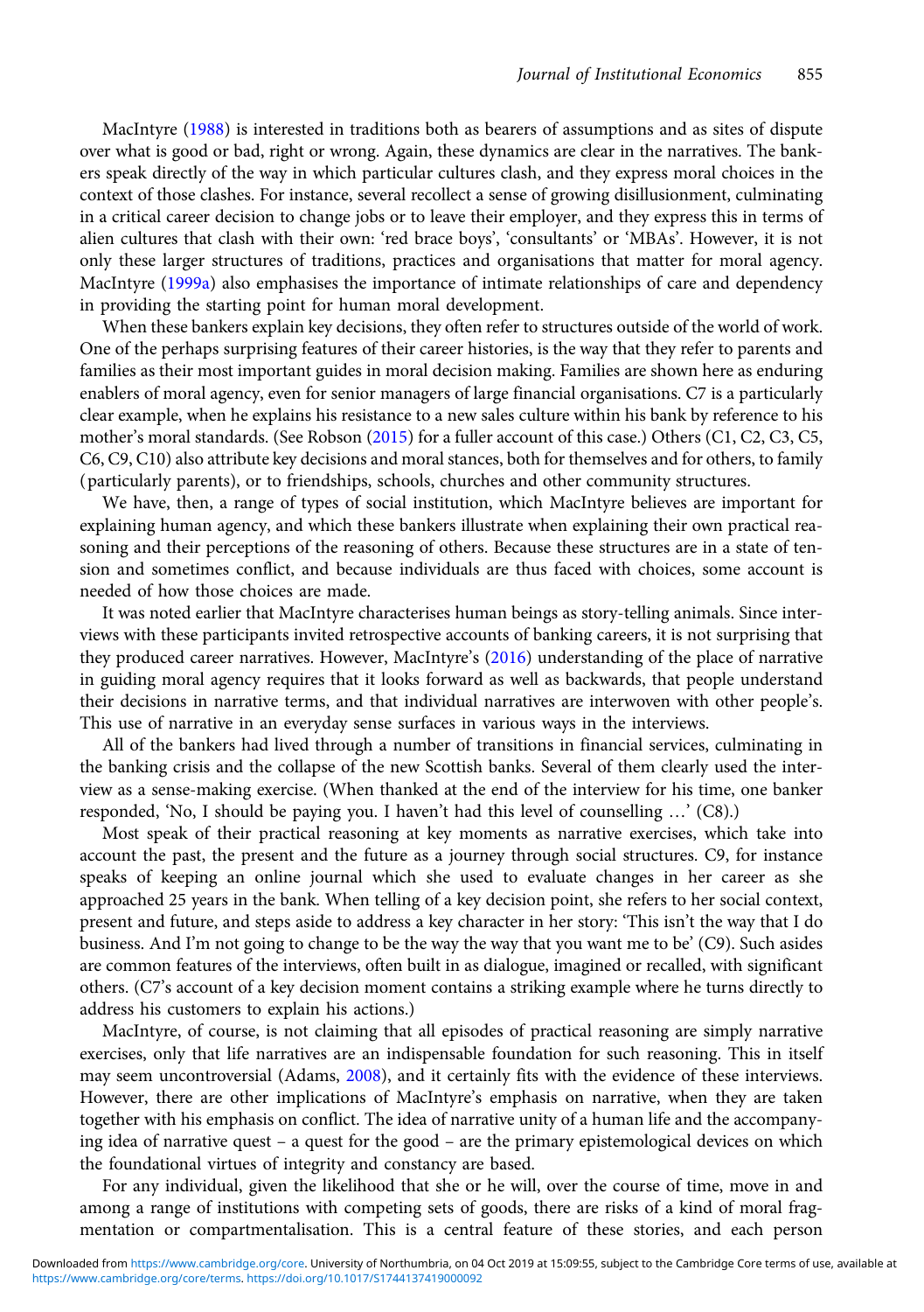MacIntyre (1988) is interested in traditions both as bearers of assumptions and as sites of dispute over what is good or bad, right or wrong. Again, these dynamics are clear in the narratives. The bankers speak directly of the way in which particular cultures clash, and they express moral choices in the context of those clashes. For instance, several recollect a sense of growing disillusionment, culminating in a critical career decision to change jobs or to leave their employer, and they express this in terms of alien cultures that clash with their own: 'red brace boys', 'consultants' or 'MBAs'. However, it is not only these larger structures of traditions, practices and organisations that matter for moral agency. MacIntyre (1999a) also emphasises the importance of intimate relationships of care and dependency in providing the starting point for human moral development.

When these bankers explain key decisions, they often refer to structures outside of the world of work. One of the perhaps surprising features of their career histories, is the way that they refer to parents and families as their most important guides in moral decision making. Families are shown here as enduring enablers of moral agency, even for senior managers of large financial organisations. C7 is a particularly clear example, when he explains his resistance to a new sales culture within his bank by reference to his mother's moral standards. (See Robson (2015) for a fuller account of this case.) Others (C1, C2, C3, C5, C6, C9, C10) also attribute key decisions and moral stances, both for themselves and for others, to family (particularly parents), or to friendships, schools, churches and other community structures.

We have, then, a range of types of social institution, which MacIntyre believes are important for explaining human agency, and which these bankers illustrate when explaining their own practical reasoning and their perceptions of the reasoning of others. Because these structures are in a state of tension and sometimes conflict, and because individuals are thus faced with choices, some account is needed of how those choices are made.

It was noted earlier that MacIntyre characterises human beings as story-telling animals. Since interviews with these participants invited retrospective accounts of banking careers, it is not surprising that they produced career narratives. However, MacIntyre's (2016) understanding of the place of narrative in guiding moral agency requires that it looks forward as well as backwards, that people understand their decisions in narrative terms, and that individual narratives are interwoven with other people's. This use of narrative in an everyday sense surfaces in various ways in the interviews.

All of the bankers had lived through a number of transitions in financial services, culminating in the banking crisis and the collapse of the new Scottish banks. Several of them clearly used the interview as a sense-making exercise. (When thanked at the end of the interview for his time, one banker responded, 'No, I should be paying you. I haven't had this level of counselling …' (C8).)

Most speak of their practical reasoning at key moments as narrative exercises, which take into account the past, the present and the future as a journey through social structures. C9, for instance speaks of keeping an online journal which she used to evaluate changes in her career as she approached 25 years in the bank. When telling of a key decision point, she refers to her social context, present and future, and steps aside to address a key character in her story: 'This isn't the way that I do business. And I'm not going to change to be the way the way that you want me to be' (C9). Such asides are common features of the interviews, often built in as dialogue, imagined or recalled, with significant others. (C7's account of a key decision moment contains a striking example where he turns directly to address his customers to explain his actions.)

MacIntyre, of course, is not claiming that all episodes of practical reasoning are simply narrative exercises, only that life narratives are an indispensable foundation for such reasoning. This in itself may seem uncontroversial (Adams, 2008), and it certainly fits with the evidence of these interviews. However, there are other implications of MacIntyre's emphasis on narrative, when they are taken together with his emphasis on conflict. The idea of narrative unity of a human life and the accompanying idea of narrative quest – a quest for the good – are the primary epistemological devices on which the foundational virtues of integrity and constancy are based.

For any individual, given the likelihood that she or he will, over the course of time, move in and among a range of institutions with competing sets of goods, there are risks of a kind of moral fragmentation or compartmentalisation. This is a central feature of these stories, and each person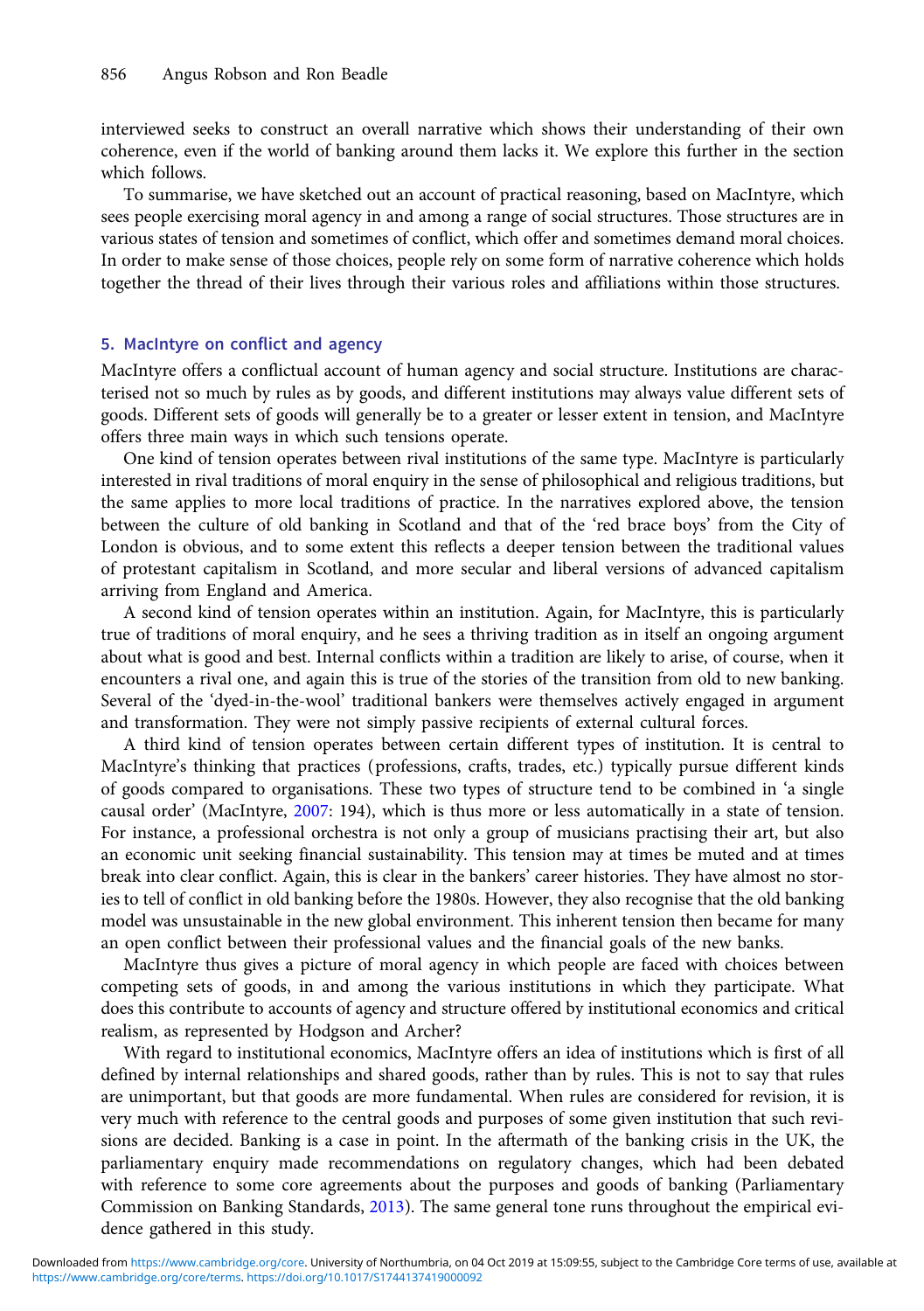interviewed seeks to construct an overall narrative which shows their understanding of their own coherence, even if the world of banking around them lacks it. We explore this further in the section which follows.

To summarise, we have sketched out an account of practical reasoning, based on MacIntyre, which sees people exercising moral agency in and among a range of social structures. Those structures are in various states of tension and sometimes of conflict, which offer and sometimes demand moral choices. In order to make sense of those choices, people rely on some form of narrative coherence which holds together the thread of their lives through their various roles and affiliations within those structures.

## 5. MacIntyre on conflict and agency

MacIntyre offers a conflictual account of human agency and social structure. Institutions are characterised not so much by rules as by goods, and different institutions may always value different sets of goods. Different sets of goods will generally be to a greater or lesser extent in tension, and MacIntyre offers three main ways in which such tensions operate.

One kind of tension operates between rival institutions of the same type. MacIntyre is particularly interested in rival traditions of moral enquiry in the sense of philosophical and religious traditions, but the same applies to more local traditions of practice. In the narratives explored above, the tension between the culture of old banking in Scotland and that of the 'red brace boys' from the City of London is obvious, and to some extent this reflects a deeper tension between the traditional values of protestant capitalism in Scotland, and more secular and liberal versions of advanced capitalism arriving from England and America.

A second kind of tension operates within an institution. Again, for MacIntyre, this is particularly true of traditions of moral enquiry, and he sees a thriving tradition as in itself an ongoing argument about what is good and best. Internal conflicts within a tradition are likely to arise, of course, when it encounters a rival one, and again this is true of the stories of the transition from old to new banking. Several of the 'dyed-in-the-wool' traditional bankers were themselves actively engaged in argument and transformation. They were not simply passive recipients of external cultural forces.

A third kind of tension operates between certain different types of institution. It is central to MacIntyre's thinking that practices (professions, crafts, trades, etc.) typically pursue different kinds of goods compared to organisations. These two types of structure tend to be combined in 'a single causal order' (MacIntyre, 2007: 194), which is thus more or less automatically in a state of tension. For instance, a professional orchestra is not only a group of musicians practising their art, but also an economic unit seeking financial sustainability. This tension may at times be muted and at times break into clear conflict. Again, this is clear in the bankers' career histories. They have almost no stories to tell of conflict in old banking before the 1980s. However, they also recognise that the old banking model was unsustainable in the new global environment. This inherent tension then became for many an open conflict between their professional values and the financial goals of the new banks.

MacIntyre thus gives a picture of moral agency in which people are faced with choices between competing sets of goods, in and among the various institutions in which they participate. What does this contribute to accounts of agency and structure offered by institutional economics and critical realism, as represented by Hodgson and Archer?

With regard to institutional economics, MacIntyre offers an idea of institutions which is first of all defined by internal relationships and shared goods, rather than by rules. This is not to say that rules are unimportant, but that goods are more fundamental. When rules are considered for revision, it is very much with reference to the central goods and purposes of some given institution that such revisions are decided. Banking is a case in point. In the aftermath of the banking crisis in the UK, the parliamentary enquiry made recommendations on regulatory changes, which had been debated with reference to some core agreements about the purposes and goods of banking (Parliamentary Commission on Banking Standards, 2013). The same general tone runs throughout the empirical evidence gathered in this study.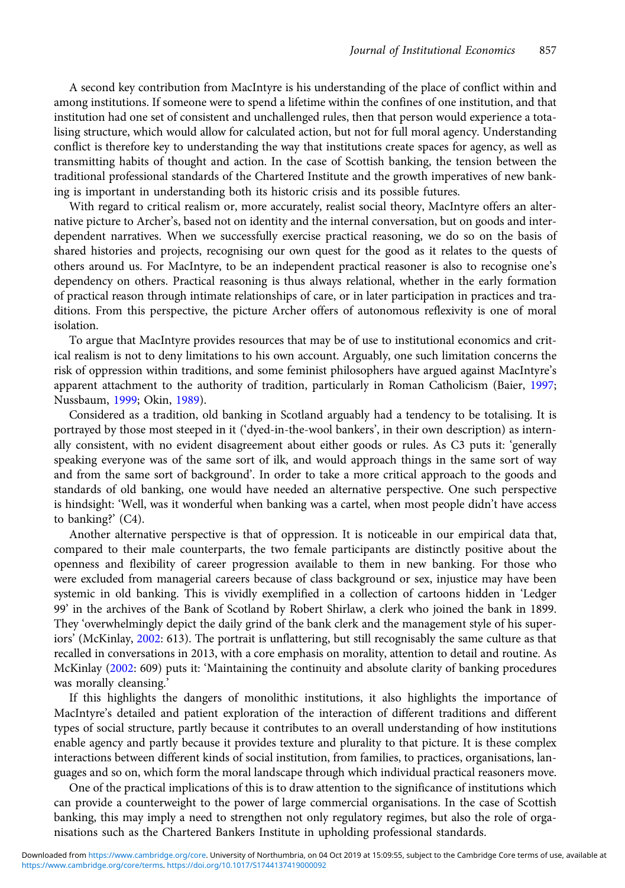A second key contribution from MacIntyre is his understanding of the place of conflict within and among institutions. If someone were to spend a lifetime within the confines of one institution, and that institution had one set of consistent and unchallenged rules, then that person would experience a totalising structure, which would allow for calculated action, but not for full moral agency. Understanding conflict is therefore key to understanding the way that institutions create spaces for agency, as well as transmitting habits of thought and action. In the case of Scottish banking, the tension between the traditional professional standards of the Chartered Institute and the growth imperatives of new banking is important in understanding both its historic crisis and its possible futures.

With regard to critical realism or, more accurately, realist social theory, MacIntyre offers an alternative picture to Archer's, based not on identity and the internal conversation, but on goods and interdependent narratives. When we successfully exercise practical reasoning, we do so on the basis of shared histories and projects, recognising our own quest for the good as it relates to the quests of others around us. For MacIntyre, to be an independent practical reasoner is also to recognise one's dependency on others. Practical reasoning is thus always relational, whether in the early formation of practical reason through intimate relationships of care, or in later participation in practices and traditions. From this perspective, the picture Archer offers of autonomous reflexivity is one of moral isolation.

To argue that MacIntyre provides resources that may be of use to institutional economics and critical realism is not to deny limitations to his own account. Arguably, one such limitation concerns the risk of oppression within traditions, and some feminist philosophers have argued against MacIntyre's apparent attachment to the authority of tradition, particularly in Roman Catholicism (Baier, 1997; Nussbaum, 1999; Okin, 1989).

Considered as a tradition, old banking in Scotland arguably had a tendency to be totalising. It is portrayed by those most steeped in it ('dyed-in-the-wool bankers', in their own description) as internally consistent, with no evident disagreement about either goods or rules. As C3 puts it: 'generally speaking everyone was of the same sort of ilk, and would approach things in the same sort of way and from the same sort of background'. In order to take a more critical approach to the goods and standards of old banking, one would have needed an alternative perspective. One such perspective is hindsight: 'Well, was it wonderful when banking was a cartel, when most people didn't have access to banking?' (C4).

Another alternative perspective is that of oppression. It is noticeable in our empirical data that, compared to their male counterparts, the two female participants are distinctly positive about the openness and flexibility of career progression available to them in new banking. For those who were excluded from managerial careers because of class background or sex, injustice may have been systemic in old banking. This is vividly exemplified in a collection of cartoons hidden in 'Ledger 99' in the archives of the Bank of Scotland by Robert Shirlaw, a clerk who joined the bank in 1899. They 'overwhelmingly depict the daily grind of the bank clerk and the management style of his superiors' (McKinlay, 2002: 613). The portrait is unflattering, but still recognisably the same culture as that recalled in conversations in 2013, with a core emphasis on morality, attention to detail and routine. As McKinlay (2002: 609) puts it: 'Maintaining the continuity and absolute clarity of banking procedures was morally cleansing.'

If this highlights the dangers of monolithic institutions, it also highlights the importance of MacIntyre's detailed and patient exploration of the interaction of different traditions and different types of social structure, partly because it contributes to an overall understanding of how institutions enable agency and partly because it provides texture and plurality to that picture. It is these complex interactions between different kinds of social institution, from families, to practices, organisations, languages and so on, which form the moral landscape through which individual practical reasoners move.

One of the practical implications of this is to draw attention to the significance of institutions which can provide a counterweight to the power of large commercial organisations. In the case of Scottish banking, this may imply a need to strengthen not only regulatory regimes, but also the role of organisations such as the Chartered Bankers Institute in upholding professional standards.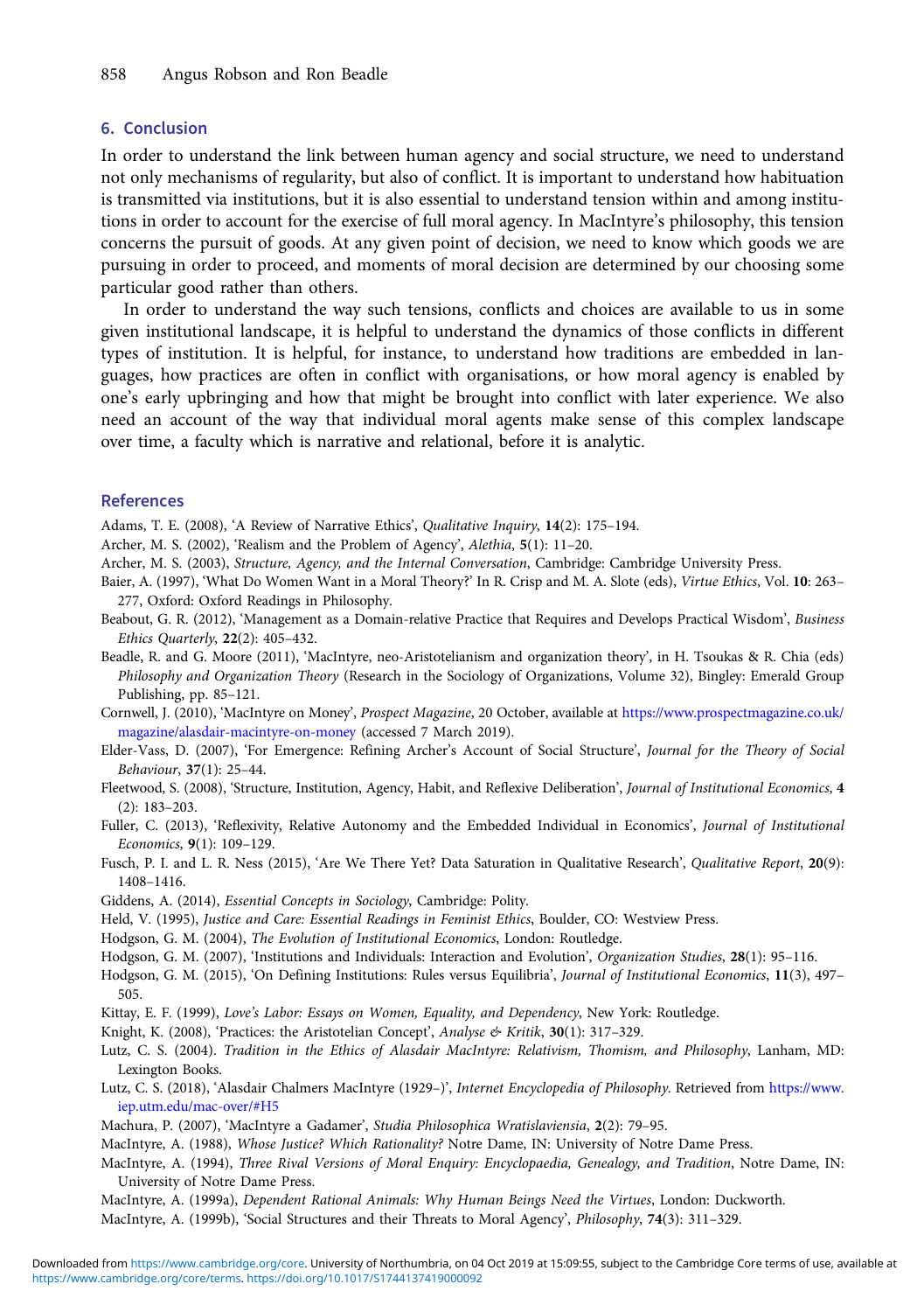## 6. Conclusion

In order to understand the link between human agency and social structure, we need to understand not only mechanisms of regularity, but also of conflict. It is important to understand how habituation is transmitted via institutions, but it is also essential to understand tension within and among institutions in order to account for the exercise of full moral agency. In MacIntyre's philosophy, this tension concerns the pursuit of goods. At any given point of decision, we need to know which goods we are pursuing in order to proceed, and moments of moral decision are determined by our choosing some particular good rather than others.

In order to understand the way such tensions, conflicts and choices are available to us in some given institutional landscape, it is helpful to understand the dynamics of those conflicts in different types of institution. It is helpful, for instance, to understand how traditions are embedded in languages, how practices are often in conflict with organisations, or how moral agency is enabled by one's early upbringing and how that might be brought into conflict with later experience. We also need an account of the way that individual moral agents make sense of this complex landscape over time, a faculty which is narrative and relational, before it is analytic.

## References

Adams, T. E. (2008), 'A Review of Narrative Ethics', *Qualitative Inquiry*, **14**(2): 175–194.

Archer, M. S. (2002), 'Realism and the Problem of Agency', *Alethia*, **5**(1): 11–20.

Archer, M. S. (2003), *Structure, Agency, and the Internal Conversation*, Cambridge: Cambridge University Press.

Baier, A. (1997), 'What Do Women Want in a Moral Theory?' In R. Crisp and M. A. Slote (eds), *Virtue Ethics*, Vol. **10**: 263–277, Oxford: Oxford Readings in Philosophy.

Beabout, G. R. (2012), 'Management as a Domain-relative Practice that Requires and Develops Practical Wisdom', *Business Ethics Quarterly*, **22**(2): 405–432.

Beadle, R. and G. Moore (2011), 'MacIntyre, neo-Aristotelianism and organization theory', in H. Tsoukas & R. Chia (eds) *Philosophy and Organization Theory* (Research in the Sociology of Organizations, Volume 32), Bingley: Emerald Group Publishing, pp. 85–121.

Cornwell, J. (2010), 'MacIntyre on Money', *Prospect Magazine*, 20 October, available at https://www.prospectmagazine.co.uk/magazine/alasdair-macintyre-on-money (accessed 7 March 2019).

Elder-Vass, D. (2007), 'For Emergence: Refining Archer's Account of Social Structure', *Journal for the Theory of Social Behaviour*, **37**(1): 25–44.

Fleetwood, S. (2008), 'Structure, Institution, Agency, Habit, and Reflexive Deliberation', *Journal of Institutional Economics*, **4** (2): 183–203.

Fuller, C. (2013), 'Reflexivity, Relative Autonomy and the Embedded Individual in Economics', *Journal of Institutional Economics*, **9**(1): 109–129.

Fusch, P. I. and L. R. Ness (2015), 'Are We There Yet? Data Saturation in Qualitative Research', *Qualitative Report*, **20**(9): 1408–1416.

Giddens, A. (2014), *Essential Concepts in Sociology*, Cambridge: Polity.

Held, V. (1995), *Justice and Care: Essential Readings in Feminist Ethics*, Boulder, CO: Westview Press.

Hodgson, G. M. (2004), *The Evolution of Institutional Economics*, London: Routledge.

Hodgson, G. M. (2007), 'Institutions and Individuals: Interaction and Evolution', *Organization Studies*, **28**(1): 95–116.

Hodgson, G. M. (2015), 'On Defining Institutions: Rules versus Equilibria', *Journal of Institutional Economics*, **11**(3), 497–505.

Kittay, E. F. (1999), *Love's Labor: Essays on Women, Equality, and Dependency*, New York: Routledge.

Knight, K. (2008), 'Practices: the Aristotelian Concept', *Analyse & Kritik*, **30**(1): 317–329.

Lutz, C. S. (2004). *Tradition in the Ethics of Alasdair MacIntyre: Relativism, Thomism, and Philosophy*, Lanham, MD: Lexington Books.

Lutz, C. S. (2018), 'Alasdair Chalmers MacIntyre (1929–)', *Internet Encyclopedia of Philosophy*. Retrieved from https://www.iep.utm.edu/mac-over/#H5

Machura, P. (2007), 'MacIntyre a Gadamer', *Studia Philosophica Wratislaviensia*, **2**(2): 79–95.

MacIntyre, A. (1988), *Whose Justice? Which Rationality?* Notre Dame, IN: University of Notre Dame Press.

MacIntyre, A. (1994), *Three Rival Versions of Moral Enquiry: Encyclopaedia, Genealogy, and Tradition*, Notre Dame, IN: University of Notre Dame Press.

MacIntyre, A. (1999a), *Dependent Rational Animals: Why Human Beings Need the Virtues*, London: Duckworth.

MacIntyre, A. (1999b), 'Social Structures and their Threats to Moral Agency', *Philosophy*, **74**(3): 311–329.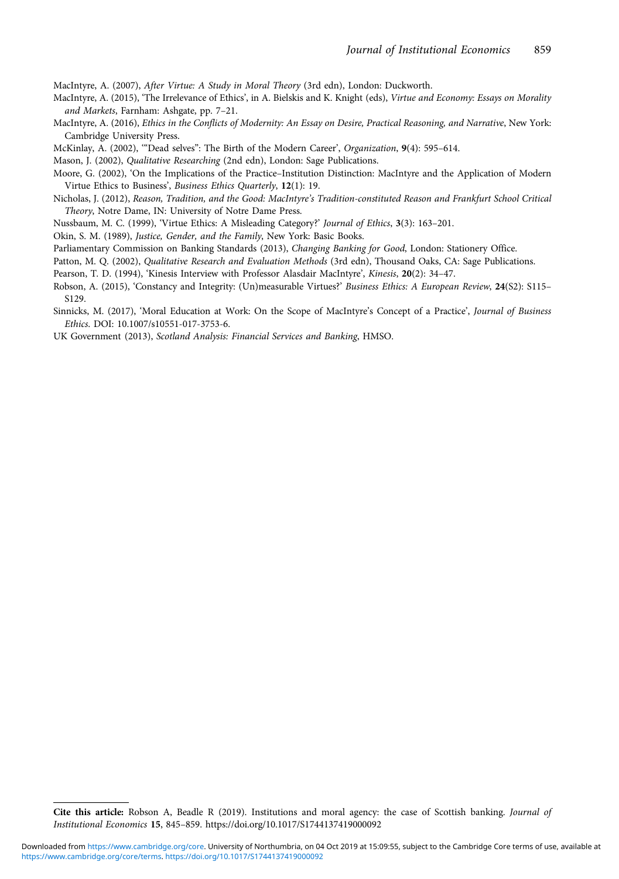MacIntyre, A. (2007), *After Virtue: A Study in Moral Theory* (3rd edn), London: Duckworth.

MacIntyre, A. (2015), 'The Irrelevance of Ethics', in A. Bielskis and K. Knight (eds), *Virtue and Economy: Essays on Morality and Markets*, Farnham: Ashgate, pp. 7–21.

MacIntyre, A. (2016), *Ethics in the Conflicts of Modernity: An Essay on Desire, Practical Reasoning, and Narrative*, New York: Cambridge University Press.

McKinlay, A. (2002), '"Dead selves": The Birth of the Modern Career', *Organization*, **9**(4): 595–614.

Mason, J. (2002), *Qualitative Researching* (2nd edn), London: Sage Publications.

Moore, G. (2002), 'On the Implications of the Practice–Institution Distinction: MacIntyre and the Application of Modern Virtue Ethics to Business', *Business Ethics Quarterly*, **12**(1): 19.

Nicholas, J. (2012), *Reason, Tradition, and the Good: MacIntyre's Tradition-constituted Reason and Frankfurt School Critical Theory*, Notre Dame, IN: University of Notre Dame Press.

Nussbaum, M. C. (1999), 'Virtue Ethics: A Misleading Category?' *Journal of Ethics*, **3**(3): 163–201.

Okin, S. M. (1989), *Justice, Gender, and the Family*, New York: Basic Books.

Parliamentary Commission on Banking Standards (2013), *Changing Banking for Good*, London: Stationery Office.

Patton, M. Q. (2002), *Qualitative Research and Evaluation Methods* (3rd edn), Thousand Oaks, CA: Sage Publications.

Pearson, T. D. (1994), 'Kinesis Interview with Professor Alasdair MacIntyre', *Kinesis*, **20**(2): 34–47.

Robson, A. (2015), 'Constancy and Integrity: (Un)measurable Virtues?' *Business Ethics: A European Review*, **24**(S2): S115–S129.

Sinnicks, M. (2017), 'Moral Education at Work: On the Scope of MacIntyre's Concept of a Practice', *Journal of Business Ethics*. DOI: 10.1007/s10551-017-3753-6.

UK Government (2013), *Scotland Analysis: Financial Services and Banking*, HMSO.

**Cite this article:** Robson A, Beadle R (2019). Institutions and moral agency: the case of Scottish banking. *Journal of Institutional Economics* **15**, 845–859. https://doi.org/10.1017/S1744137419000092